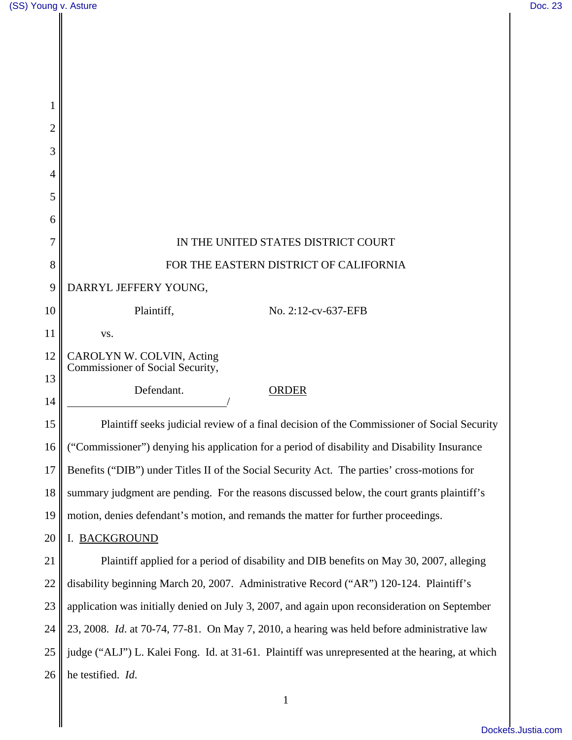IN THE UNITED STATES DISTRICT COURT

FOR THE EASTERN DISTRICT OF CALIFORNIA

DARRYL JEFFERY YOUNG,

Plaintiff, No. 2:12-cv-637-EFB

vs.

CAROLYN W. COLVIN, Acting Commissioner of Social Security,

Defendant. ORDER

_____________________________/

Plaintiff seeks judicial review of a final decision of the Commissioner of Social Security ("Commissioner") denying his application for a period of disability and Disability Insurance Benefits ("DIB") under Titles II of the Social Security Act. The parties' cross-motions for summary judgment are pending. For the reasons discussed below, the court grants plaintiff's motion, denies defendant's motion, and remands the matter for further proceedings.

## I. BACKGROUND

Plaintiff applied for a period of disability and DIB benefits on May 30, 2007, alleging disability beginning March 20, 2007. Administrative Record ("AR") 120-124. Plaintiff's application was initially denied on July 3, 2007, and again upon reconsideration on September 23, 2008. *Id.* at 70-74, 77-81. On May 7, 2010, a hearing was held before administrative law judge ("ALJ") L. Kalei Fong. Id. at 31-61. Plaintiff was unrepresented at the hearing, at which he testified. *Id.*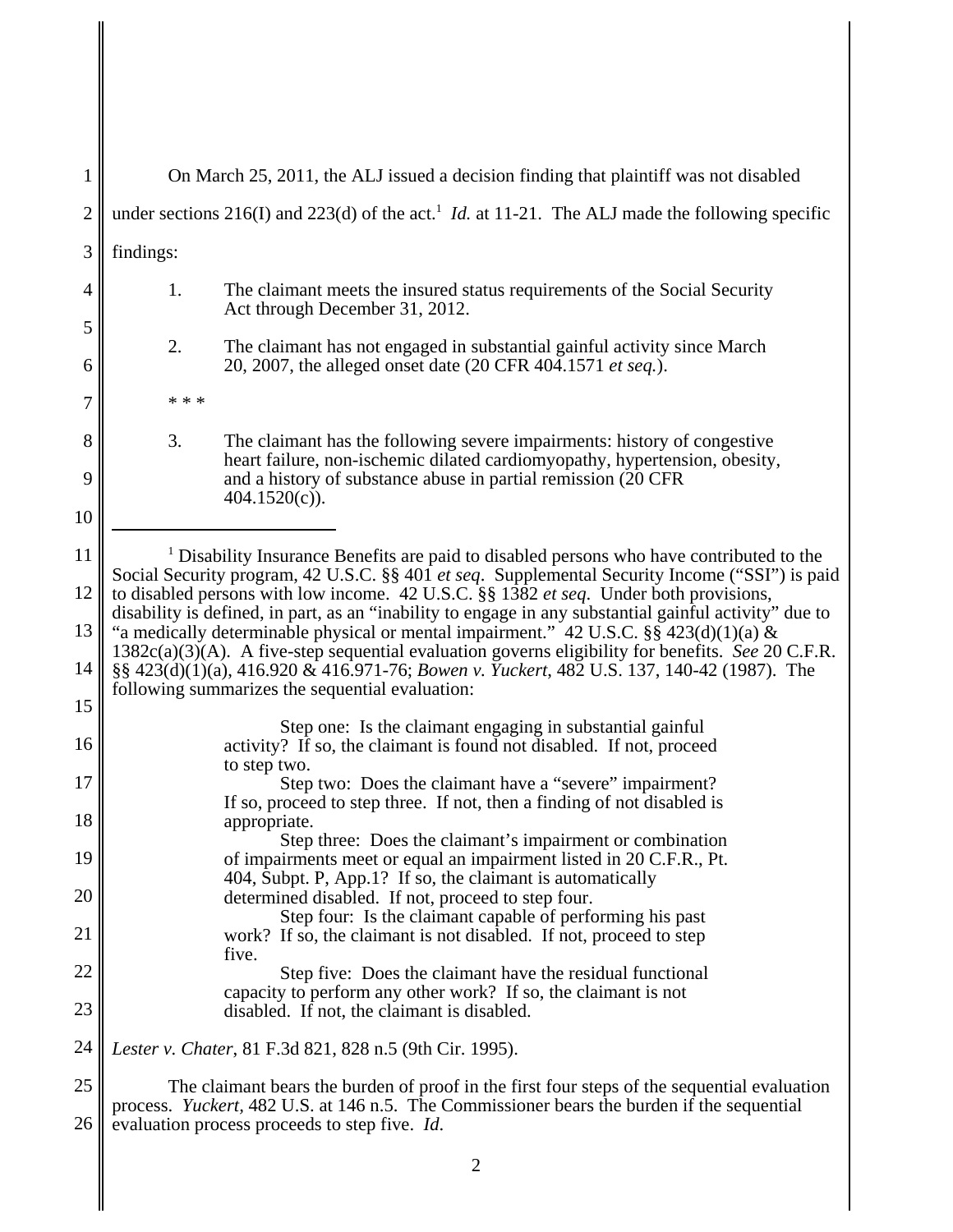On March 25, 2011, the ALJ issued a decision finding that plaintiff was not disabled under sections 216(I) and 223(d) of the act.[1] *Id.* at 11-21. The ALJ made the following specific findings:

> 1. The claimant meets the insured status requirements of the Social Security Act through December 31, 2012.
>
> 2. The claimant has not engaged in substantial gainful activity since March 20, 2007, the alleged onset date (20 CFR 404.1571 *et seq.*).
>
> \* \* \*
>
> 3. The claimant has the following severe impairments: history of congestive heart failure, non-ischemic dilated cardiomyopathy, hypertension, obesity, and a history of substance abuse in partial remission (20 CFR 404.1520(c)).

---

[1] Disability Insurance Benefits are paid to disabled persons who have contributed to the Social Security program, 42 U.S.C. §§ 401 *et seq*. Supplemental Security Income ("SSI") is paid to disabled persons with low income. 42 U.S.C. §§ 1382 *et seq*. Under both provisions, disability is defined, in part, as an "inability to engage in any substantial gainful activity" due to "a medically determinable physical or mental impairment." 42 U.S.C. §§ 423(d)(1)(a) & 1382c(a)(3)(A). A five-step sequential evaluation governs eligibility for benefits. *See* 20 C.F.R. §§ 423(d)(1)(a), 416.920 & 416.971-76; *Bowen v. Yuckert*, 482 U.S. 137, 140-42 (1987). The following summarizes the sequential evaluation:

> Step one: Is the claimant engaging in substantial gainful activity? If so, the claimant is found not disabled. If not, proceed to step two.
>
> Step two: Does the claimant have a "severe" impairment? If so, proceed to step three. If not, then a finding of not disabled is appropriate.
>
> Step three: Does the claimant's impairment or combination of impairments meet or equal an impairment listed in 20 C.F.R., Pt. 404, Subpt. P, App.1? If so, the claimant is automatically determined disabled. If not, proceed to step four.
>
> Step four: Is the claimant capable of performing his past work? If so, the claimant is not disabled. If not, proceed to step five.
>
> Step five: Does the claimant have the residual functional capacity to perform any other work? If so, the claimant is not disabled. If not, the claimant is disabled.

*Lester v. Chater*, 81 F.3d 821, 828 n.5 (9th Cir. 1995).

The claimant bears the burden of proof in the first four steps of the sequential evaluation process. *Yuckert*, 482 U.S. at 146 n.5. The Commissioner bears the burden if the sequential evaluation process proceeds to step five. *Id*.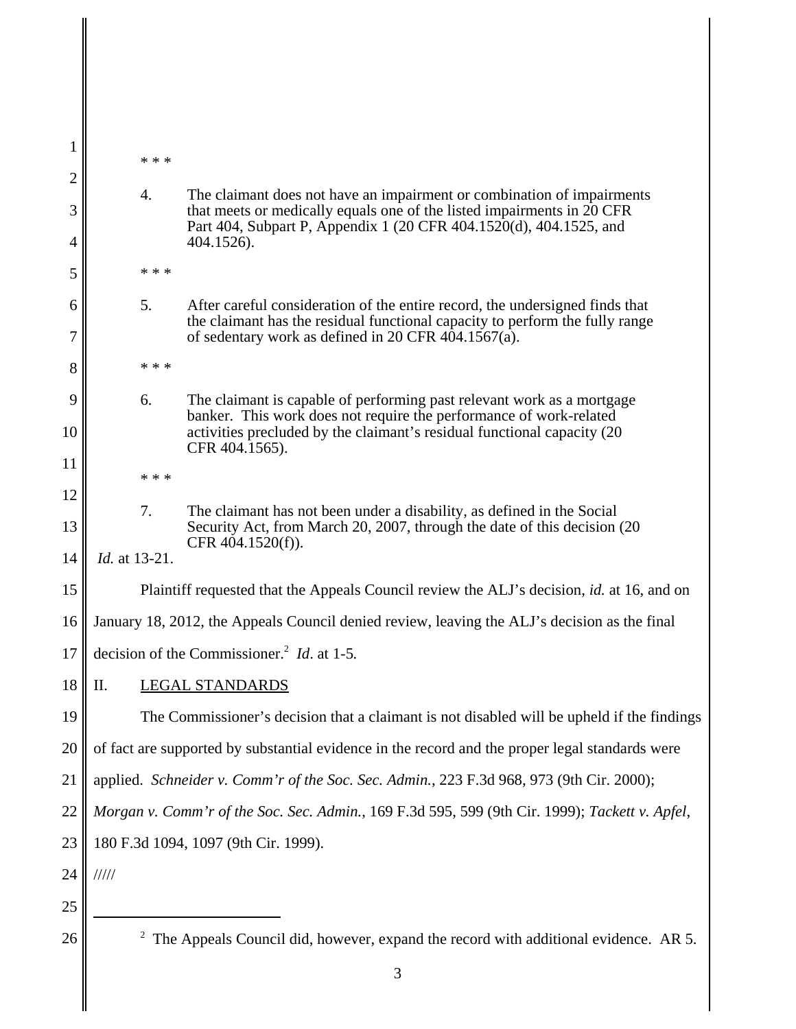\* \* \*

4. The claimant does not have an impairment or combination of impairments that meets or medically equals one of the listed impairments in 20 CFR Part 404, Subpart P, Appendix 1 (20 CFR 404.1520(d), 404.1525, and 404.1526).

\* \* \*

5. After careful consideration of the entire record, the undersigned finds that the claimant has the residual functional capacity to perform the fully range of sedentary work as defined in 20 CFR 404.1567(a).

\* \* \*

6. The claimant is capable of performing past relevant work as a mortgage banker. This work does not require the performance of work-related activities precluded by the claimant's residual functional capacity (20 CFR 404.1565).

\* \* \*

7. The claimant has not been under a disability, as defined in the Social Security Act, from March 20, 2007, through the date of this decision (20 CFR 404.1520(f)).

*Id.* at 13-21.

Plaintiff requested that the Appeals Council review the ALJ's decision, *id.* at 16, and on January 18, 2012, the Appeals Council denied review, leaving the ALJ's decision as the final decision of the Commissioner.[2] *Id*. at 1-5.

## II. LEGAL STANDARDS

The Commissioner's decision that a claimant is not disabled will be upheld if the findings of fact are supported by substantial evidence in the record and the proper legal standards were applied. *Schneider v. Comm'r of the Soc. Sec. Admin.*, 223 F.3d 968, 973 (9th Cir. 2000); *Morgan v. Comm'r of the Soc. Sec. Admin.*, 169 F.3d 595, 599 (9th Cir. 1999); *Tackett v. Apfel,* 180 F.3d 1094, 1097 (9th Cir. 1999).

/////

[2] The Appeals Council did, however, expand the record with additional evidence. AR 5.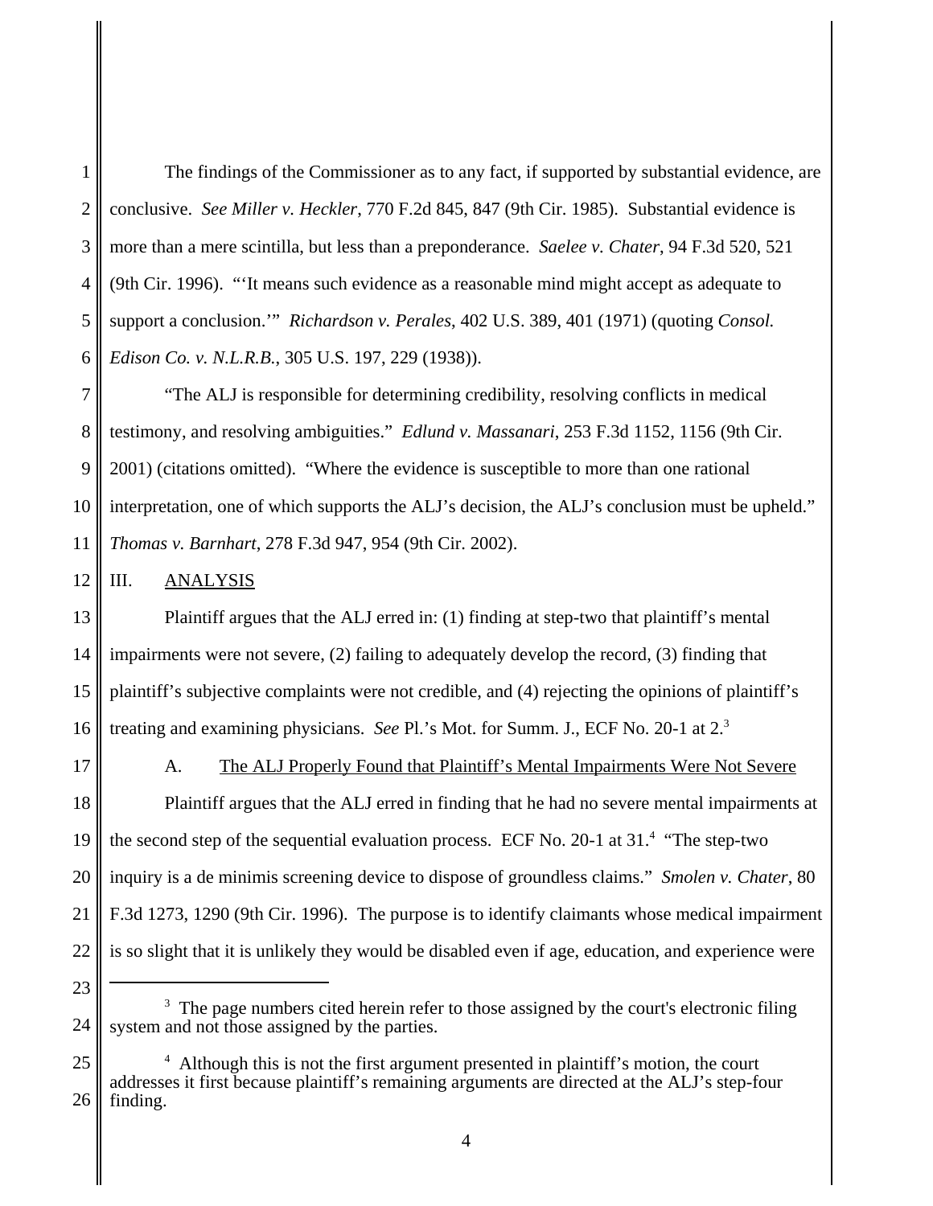The findings of the Commissioner as to any fact, if supported by substantial evidence, are conclusive. *See Miller v. Heckler*, 770 F.2d 845, 847 (9th Cir. 1985). Substantial evidence is more than a mere scintilla, but less than a preponderance. *Saelee v. Chater*, 94 F.3d 520, 521 (9th Cir. 1996). "'It means such evidence as a reasonable mind might accept as adequate to support a conclusion.'" *Richardson v. Perales*, 402 U.S. 389, 401 (1971) (quoting *Consol. Edison Co. v. N.L.R.B.*, 305 U.S. 197, 229 (1938)).

"The ALJ is responsible for determining credibility, resolving conflicts in medical testimony, and resolving ambiguities." *Edlund v. Massanari*, 253 F.3d 1152, 1156 (9th Cir. 2001) (citations omitted). "Where the evidence is susceptible to more than one rational interpretation, one of which supports the ALJ's decision, the ALJ's conclusion must be upheld." *Thomas v. Barnhart*, 278 F.3d 947, 954 (9th Cir. 2002).

## III. ANALYSIS

Plaintiff argues that the ALJ erred in: (1) finding at step-two that plaintiff's mental impairments were not severe, (2) failing to adequately develop the record, (3) finding that plaintiff's subjective complaints were not credible, and (4) rejecting the opinions of plaintiff's treating and examining physicians. *See* Pl.'s Mot. for Summ. J., ECF No. 20-1 at 2.[3]

### A. The ALJ Properly Found that Plaintiff's Mental Impairments Were Not Severe

Plaintiff argues that the ALJ erred in finding that he had no severe mental impairments at the second step of the sequential evaluation process. ECF No. 20-1 at 31.[4] "The step-two inquiry is a de minimis screening device to dispose of groundless claims." *Smolen v. Chater*, 80 F.3d 1273, 1290 (9th Cir. 1996). The purpose is to identify claimants whose medical impairment is so slight that it is unlikely they would be disabled even if age, education, and experience were

---

[3] The page numbers cited herein refer to those assigned by the court's electronic filing system and not those assigned by the parties.

[4] Although this is not the first argument presented in plaintiff's motion, the court addresses it first because plaintiff's remaining arguments are directed at the ALJ's step-four finding.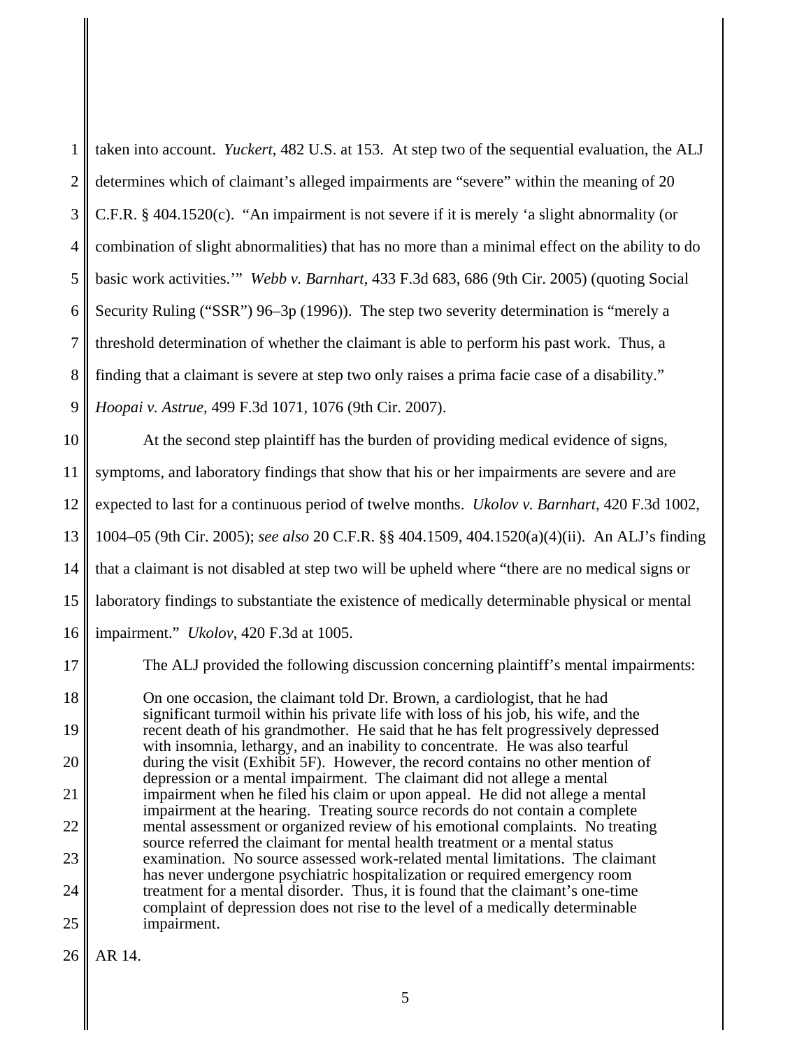taken into account. *Yuckert*, 482 U.S. at 153. At step two of the sequential evaluation, the ALJ determines which of claimant's alleged impairments are "severe" within the meaning of 20 C.F.R. § 404.1520(c). "An impairment is not severe if it is merely 'a slight abnormality (or combination of slight abnormalities) that has no more than a minimal effect on the ability to do basic work activities.'" *Webb v. Barnhart*, 433 F.3d 683, 686 (9th Cir. 2005) (quoting Social Security Ruling ("SSR") 96–3p (1996)). The step two severity determination is "merely a threshold determination of whether the claimant is able to perform his past work. Thus, a finding that a claimant is severe at step two only raises a prima facie case of a disability." *Hoopai v. Astrue*, 499 F.3d 1071, 1076 (9th Cir. 2007).

At the second step plaintiff has the burden of providing medical evidence of signs, symptoms, and laboratory findings that show that his or her impairments are severe and are expected to last for a continuous period of twelve months. *Ukolov v. Barnhart*, 420 F.3d 1002, 1004–05 (9th Cir. 2005); *see also* 20 C.F.R. §§ 404.1509, 404.1520(a)(4)(ii). An ALJ's finding that a claimant is not disabled at step two will be upheld where "there are no medical signs or laboratory findings to substantiate the existence of medically determinable physical or mental impairment." *Ukolov*, 420 F.3d at 1005.

The ALJ provided the following discussion concerning plaintiff's mental impairments:

> On one occasion, the claimant told Dr. Brown, a cardiologist, that he had significant turmoil within his private life with loss of his job, his wife, and the recent death of his grandmother. He said that he has felt progressively depressed with insomnia, lethargy, and an inability to concentrate. He was also tearful during the visit (Exhibit 5F). However, the record contains no other mention of depression or a mental impairment. The claimant did not allege a mental impairment when he filed his claim or upon appeal. He did not allege a mental impairment at the hearing. Treating source records do not contain a complete mental assessment or organized review of his emotional complaints. No treating source referred the claimant for mental health treatment or a mental status examination. No source assessed work-related mental limitations. The claimant has never undergone psychiatric hospitalization or required emergency room treatment for a mental disorder. Thus, it is found that the claimant's one-time complaint of depression does not rise to the level of a medically determinable impairment.

AR 14.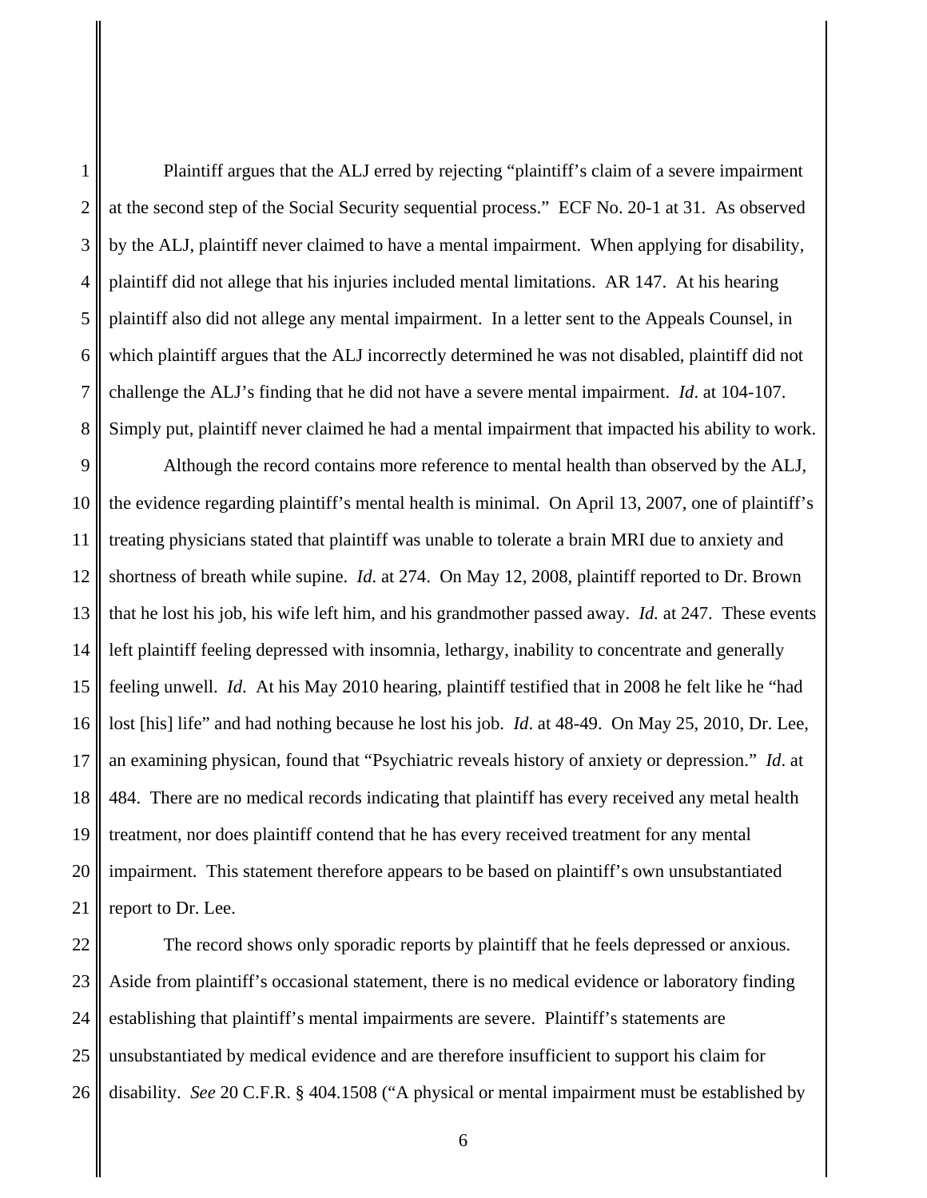Plaintiff argues that the ALJ erred by rejecting "plaintiff's claim of a severe impairment at the second step of the Social Security sequential process." ECF No. 20-1 at 31. As observed by the ALJ, plaintiff never claimed to have a mental impairment. When applying for disability, plaintiff did not allege that his injuries included mental limitations. AR 147. At his hearing plaintiff also did not allege any mental impairment. In a letter sent to the Appeals Counsel, in which plaintiff argues that the ALJ incorrectly determined he was not disabled, plaintiff did not challenge the ALJ's finding that he did not have a severe mental impairment. *Id*. at 104-107. Simply put, plaintiff never claimed he had a mental impairment that impacted his ability to work.

Although the record contains more reference to mental health than observed by the ALJ, the evidence regarding plaintiff's mental health is minimal. On April 13, 2007, one of plaintiff's treating physicians stated that plaintiff was unable to tolerate a brain MRI due to anxiety and shortness of breath while supine. *Id.* at 274. On May 12, 2008, plaintiff reported to Dr. Brown that he lost his job, his wife left him, and his grandmother passed away. *Id.* at 247. These events left plaintiff feeling depressed with insomnia, lethargy, inability to concentrate and generally feeling unwell. *Id*. At his May 2010 hearing, plaintiff testified that in 2008 he felt like he "had lost [his] life" and had nothing because he lost his job. *Id*. at 48-49. On May 25, 2010, Dr. Lee, an examining physican, found that "Psychiatric reveals history of anxiety or depression." *Id*. at 484. There are no medical records indicating that plaintiff has every received any metal health treatment, nor does plaintiff contend that he has every received treatment for any mental impairment. This statement therefore appears to be based on plaintiff's own unsubstantiated report to Dr. Lee.

The record shows only sporadic reports by plaintiff that he feels depressed or anxious. Aside from plaintiff's occasional statement, there is no medical evidence or laboratory finding establishing that plaintiff's mental impairments are severe. Plaintiff's statements are unsubstantiated by medical evidence and are therefore insufficient to support his claim for disability. *See* 20 C.F.R. § 404.1508 ("A physical or mental impairment must be established by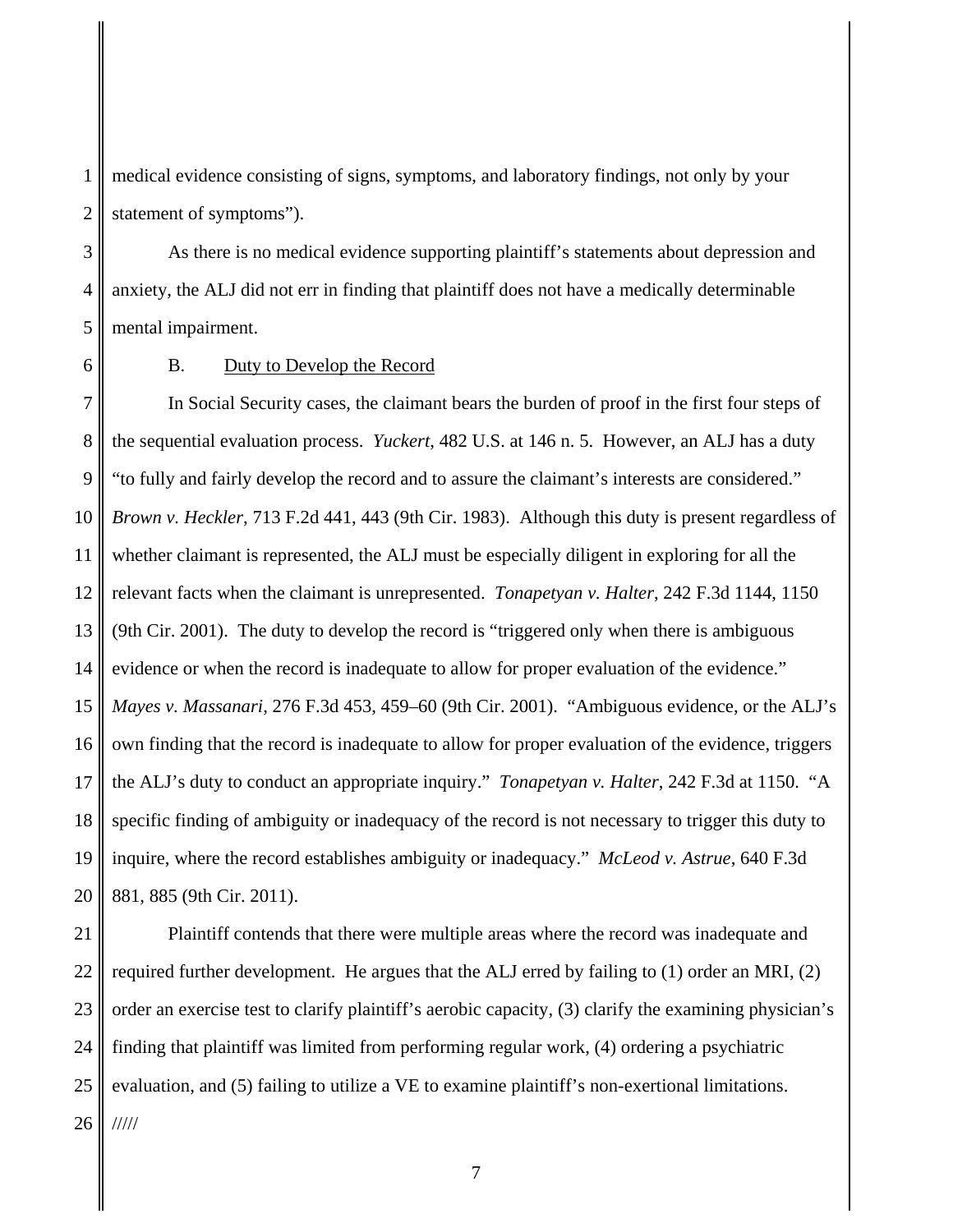medical evidence consisting of signs, symptoms, and laboratory findings, not only by your statement of symptoms").

As there is no medical evidence supporting plaintiff's statements about depression and anxiety, the ALJ did not err in finding that plaintiff does not have a medically determinable mental impairment.

B. Duty to Develop the Record

In Social Security cases, the claimant bears the burden of proof in the first four steps of the sequential evaluation process. *Yuckert*, 482 U.S. at 146 n. 5. However, an ALJ has a duty "to fully and fairly develop the record and to assure the claimant's interests are considered." *Brown v. Heckler*, 713 F.2d 441, 443 (9th Cir. 1983). Although this duty is present regardless of whether claimant is represented, the ALJ must be especially diligent in exploring for all the relevant facts when the claimant is unrepresented. *Tonapetyan v. Halter*, 242 F.3d 1144, 1150 (9th Cir. 2001). The duty to develop the record is "triggered only when there is ambiguous evidence or when the record is inadequate to allow for proper evaluation of the evidence." *Mayes v. Massanari*, 276 F.3d 453, 459–60 (9th Cir. 2001). "Ambiguous evidence, or the ALJ's own finding that the record is inadequate to allow for proper evaluation of the evidence, triggers the ALJ's duty to conduct an appropriate inquiry." *Tonapetyan v. Halter*, 242 F.3d at 1150. "A specific finding of ambiguity or inadequacy of the record is not necessary to trigger this duty to inquire, where the record establishes ambiguity or inadequacy." *McLeod v. Astrue*, 640 F.3d 881, 885 (9th Cir. 2011).

Plaintiff contends that there were multiple areas where the record was inadequate and required further development. He argues that the ALJ erred by failing to (1) order an MRI, (2) order an exercise test to clarify plaintiff's aerobic capacity, (3) clarify the examining physician's finding that plaintiff was limited from performing regular work, (4) ordering a psychiatric evaluation, and (5) failing to utilize a VE to examine plaintiff's non-exertional limitations.

/////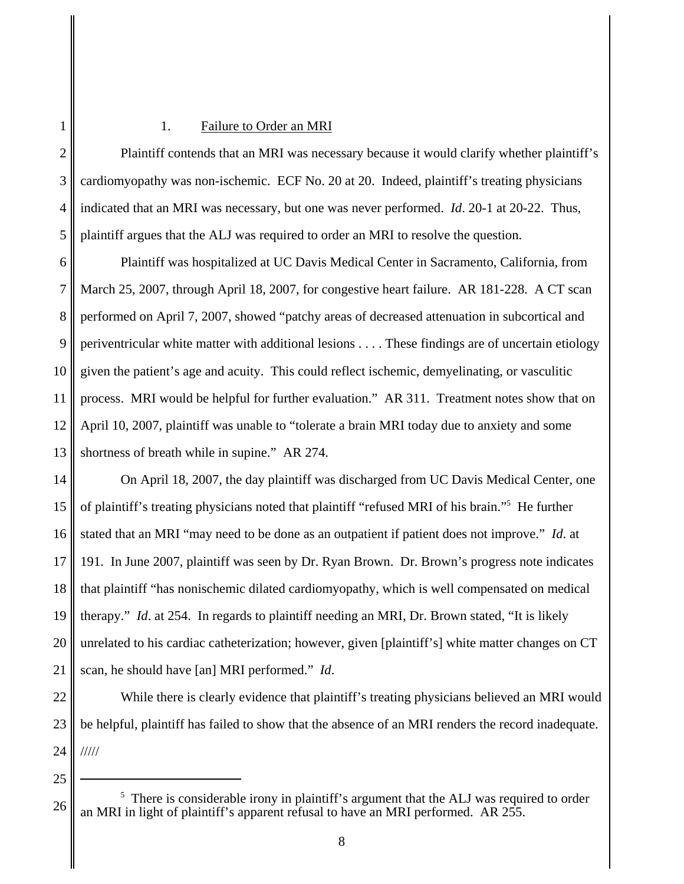1. Failure to Order an MRI

Plaintiff contends that an MRI was necessary because it would clarify whether plaintiff's cardiomyopathy was non-ischemic. ECF No. 20 at 20. Indeed, plaintiff's treating physicians indicated that an MRI was necessary, but one was never performed. *Id*. 20-1 at 20-22. Thus, plaintiff argues that the ALJ was required to order an MRI to resolve the question.

Plaintiff was hospitalized at UC Davis Medical Center in Sacramento, California, from March 25, 2007, through April 18, 2007, for congestive heart failure. AR 181-228. A CT scan performed on April 7, 2007, showed "patchy areas of decreased attenuation in subcortical and periventricular white matter with additional lesions . . . . These findings are of uncertain etiology given the patient's age and acuity. This could reflect ischemic, demyelinating, or vasculitic process. MRI would be helpful for further evaluation." AR 311. Treatment notes show that on April 10, 2007, plaintiff was unable to "tolerate a brain MRI today due to anxiety and some shortness of breath while in supine." AR 274.

On April 18, 2007, the day plaintiff was discharged from UC Davis Medical Center, one of plaintiff's treating physicians noted that plaintiff "refused MRI of his brain."[5] He further stated that an MRI "may need to be done as an outpatient if patient does not improve." *Id*. at 191. In June 2007, plaintiff was seen by Dr. Ryan Brown. Dr. Brown's progress note indicates that plaintiff "has nonischemic dilated cardiomyopathy, which is well compensated on medical therapy." *Id*. at 254. In regards to plaintiff needing an MRI, Dr. Brown stated, "It is likely unrelated to his cardiac catheterization; however, given [plaintiff's] white matter changes on CT scan, he should have [an] MRI performed." *Id*.

While there is clearly evidence that plaintiff's treating physicians believed an MRI would be helpful, plaintiff has failed to show that the absence of an MRI renders the record inadequate.

/////

[5] There is considerable irony in plaintiff's argument that the ALJ was required to order an MRI in light of plaintiff's apparent refusal to have an MRI performed. AR 255.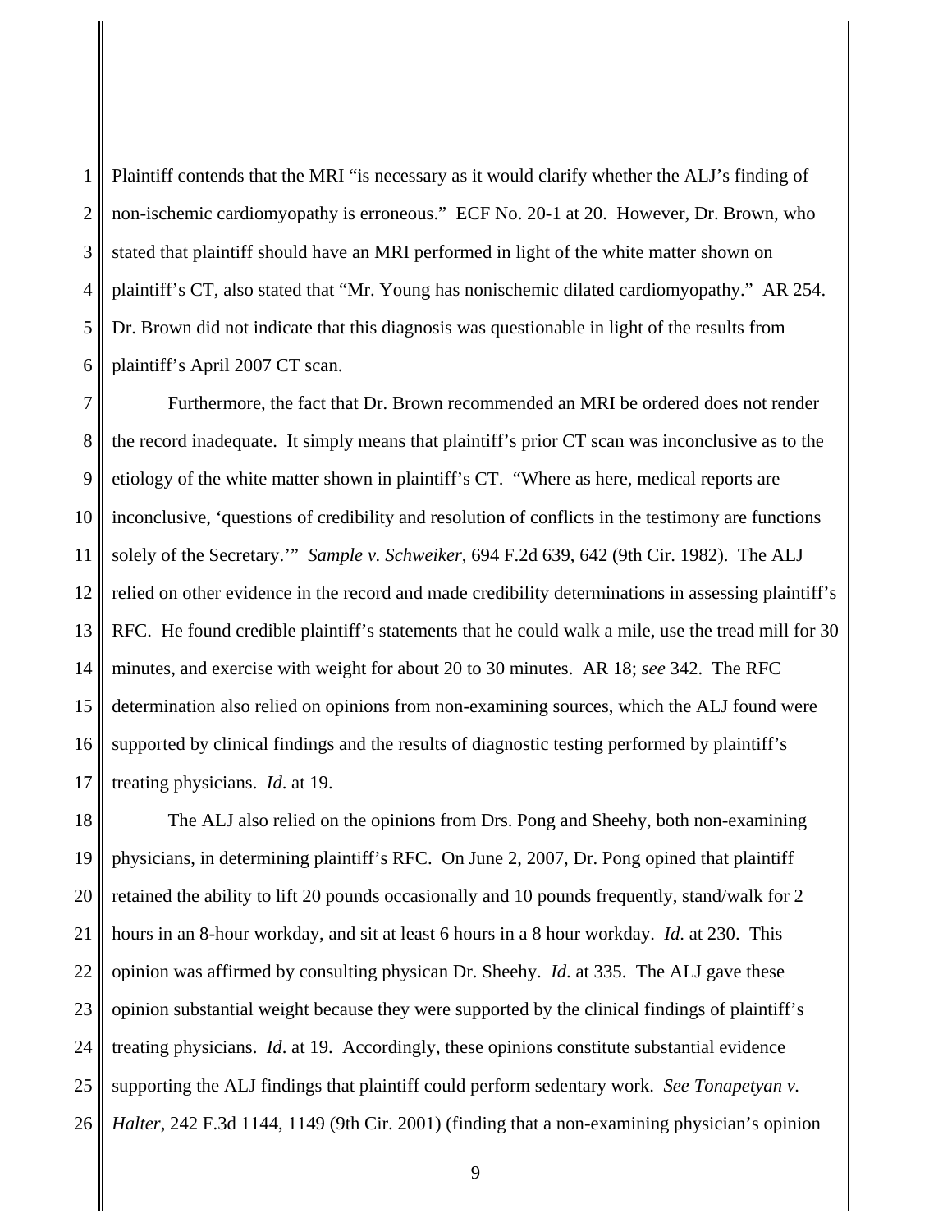Plaintiff contends that the MRI "is necessary as it would clarify whether the ALJ's finding of non-ischemic cardiomyopathy is erroneous." ECF No. 20-1 at 20. However, Dr. Brown, who stated that plaintiff should have an MRI performed in light of the white matter shown on plaintiff's CT, also stated that "Mr. Young has nonischemic dilated cardiomyopathy." AR 254. Dr. Brown did not indicate that this diagnosis was questionable in light of the results from plaintiff's April 2007 CT scan.

Furthermore, the fact that Dr. Brown recommended an MRI be ordered does not render the record inadequate. It simply means that plaintiff's prior CT scan was inconclusive as to the etiology of the white matter shown in plaintiff's CT. "Where as here, medical reports are inconclusive, 'questions of credibility and resolution of conflicts in the testimony are functions solely of the Secretary.'" *Sample v. Schweiker*, 694 F.2d 639, 642 (9th Cir. 1982). The ALJ relied on other evidence in the record and made credibility determinations in assessing plaintiff's RFC. He found credible plaintiff's statements that he could walk a mile, use the tread mill for 30 minutes, and exercise with weight for about 20 to 30 minutes. AR 18; *see* 342. The RFC determination also relied on opinions from non-examining sources, which the ALJ found were supported by clinical findings and the results of diagnostic testing performed by plaintiff's treating physicians. *Id*. at 19.

The ALJ also relied on the opinions from Drs. Pong and Sheehy, both non-examining physicians, in determining plaintiff's RFC. On June 2, 2007, Dr. Pong opined that plaintiff retained the ability to lift 20 pounds occasionally and 10 pounds frequently, stand/walk for 2 hours in an 8-hour workday, and sit at least 6 hours in a 8 hour workday. *Id*. at 230. This opinion was affirmed by consulting physican Dr. Sheehy. *Id*. at 335. The ALJ gave these opinion substantial weight because they were supported by the clinical findings of plaintiff's treating physicians. *Id*. at 19. Accordingly, these opinions constitute substantial evidence supporting the ALJ findings that plaintiff could perform sedentary work. *See Tonapetyan v. Halter*, 242 F.3d 1144, 1149 (9th Cir. 2001) (finding that a non-examining physician's opinion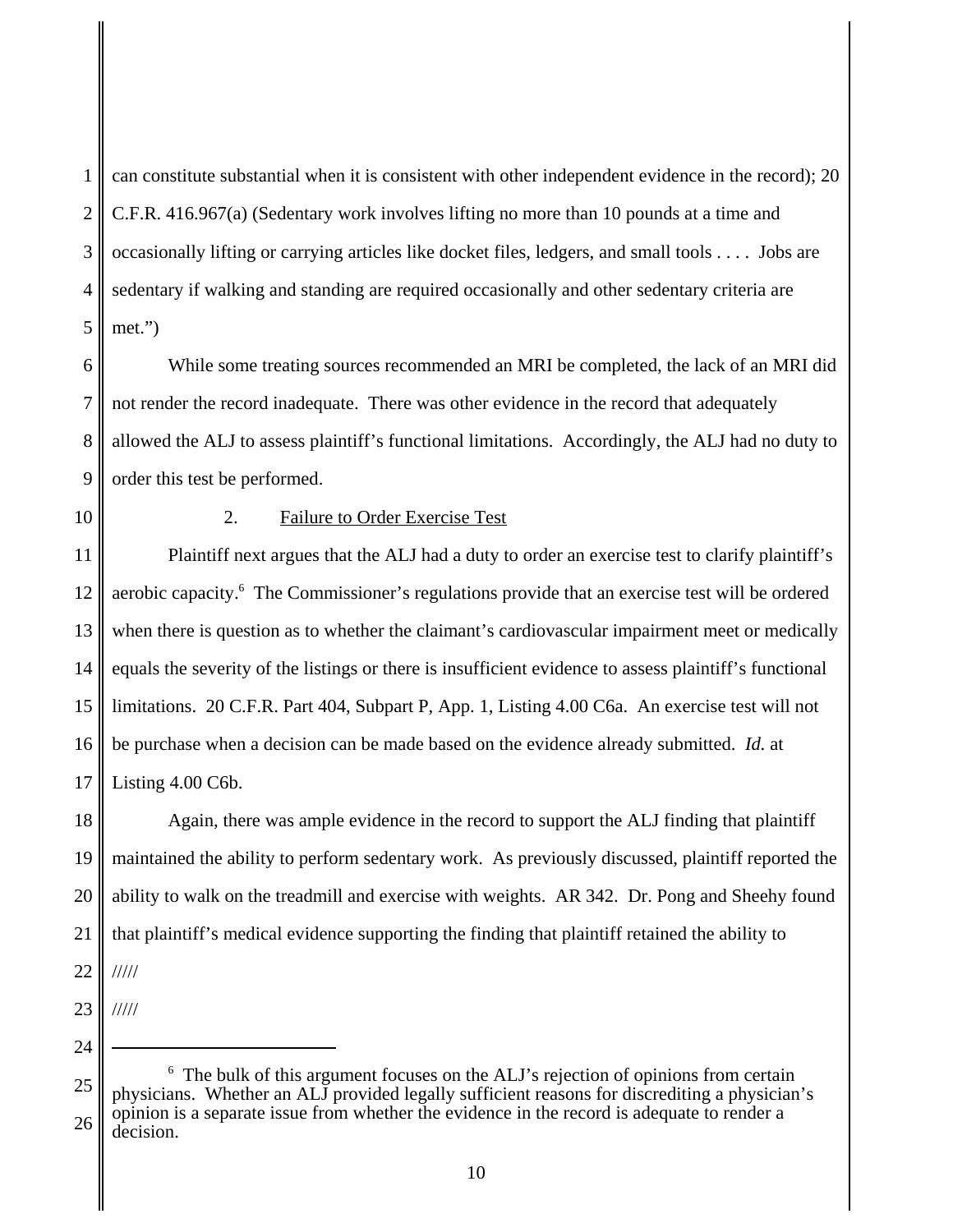can constitute substantial when it is consistent with other independent evidence in the record); 20 C.F.R. 416.967(a) (Sedentary work involves lifting no more than 10 pounds at a time and occasionally lifting or carrying articles like docket files, ledgers, and small tools . . . . Jobs are sedentary if walking and standing are required occasionally and other sedentary criteria are met.")

While some treating sources recommended an MRI be completed, the lack of an MRI did not render the record inadequate. There was other evidence in the record that adequately allowed the ALJ to assess plaintiff's functional limitations. Accordingly, the ALJ had no duty to order this test be performed.

2. Failure to Order Exercise Test

Plaintiff next argues that the ALJ had a duty to order an exercise test to clarify plaintiff's aerobic capacity.[6] The Commissioner's regulations provide that an exercise test will be ordered when there is question as to whether the claimant's cardiovascular impairment meet or medically equals the severity of the listings or there is insufficient evidence to assess plaintiff's functional limitations. 20 C.F.R. Part 404, Subpart P, App. 1, Listing 4.00 C6a. An exercise test will not be purchase when a decision can be made based on the evidence already submitted. *Id.* at Listing 4.00 C6b.

Again, there was ample evidence in the record to support the ALJ finding that plaintiff maintained the ability to perform sedentary work. As previously discussed, plaintiff reported the ability to walk on the treadmill and exercise with weights. AR 342. Dr. Pong and Sheehy found that plaintiff's medical evidence supporting the finding that plaintiff retained the ability to

/////

/////

---

[6] The bulk of this argument focuses on the ALJ's rejection of opinions from certain physicians. Whether an ALJ provided legally sufficient reasons for discrediting a physician's opinion is a separate issue from whether the evidence in the record is adequate to render a decision.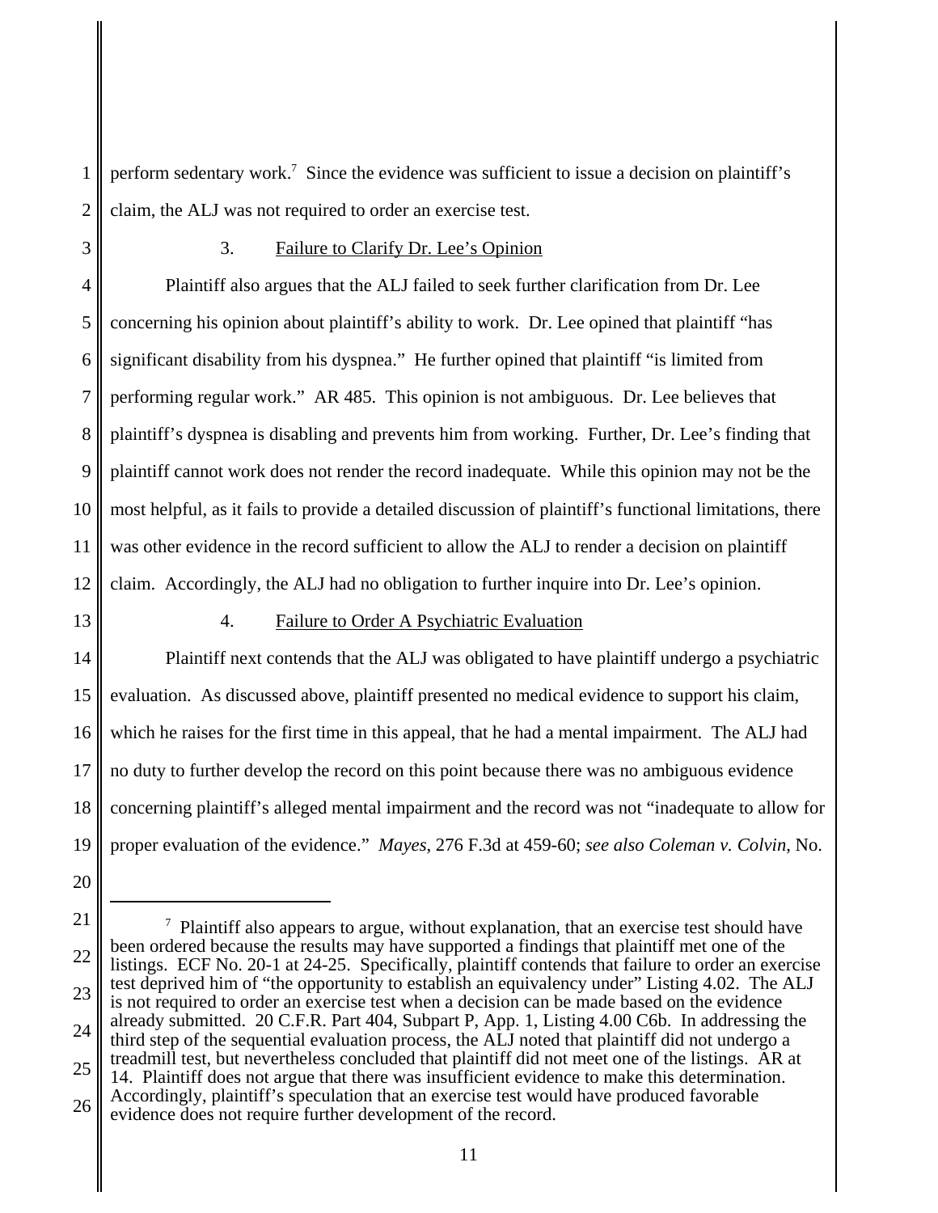perform sedentary work.[7] Since the evidence was sufficient to issue a decision on plaintiff's claim, the ALJ was not required to order an exercise test.

### 3. Failure to Clarify Dr. Lee's Opinion

Plaintiff also argues that the ALJ failed to seek further clarification from Dr. Lee concerning his opinion about plaintiff's ability to work. Dr. Lee opined that plaintiff "has significant disability from his dyspnea." He further opined that plaintiff "is limited from performing regular work." AR 485. This opinion is not ambiguous. Dr. Lee believes that plaintiff's dyspnea is disabling and prevents him from working. Further, Dr. Lee's finding that plaintiff cannot work does not render the record inadequate. While this opinion may not be the most helpful, as it fails to provide a detailed discussion of plaintiff's functional limitations, there was other evidence in the record sufficient to allow the ALJ to render a decision on plaintiff claim. Accordingly, the ALJ had no obligation to further inquire into Dr. Lee's opinion.

### 4. Failure to Order A Psychiatric Evaluation

Plaintiff next contends that the ALJ was obligated to have plaintiff undergo a psychiatric evaluation. As discussed above, plaintiff presented no medical evidence to support his claim, which he raises for the first time in this appeal, that he had a mental impairment. The ALJ had no duty to further develop the record on this point because there was no ambiguous evidence concerning plaintiff's alleged mental impairment and the record was not "inadequate to allow for proper evaluation of the evidence." *Mayes*, 276 F.3d at 459-60; *see also Coleman v. Colvin*, No.

---

[7] Plaintiff also appears to argue, without explanation, that an exercise test should have been ordered because the results may have supported a findings that plaintiff met one of the listings. ECF No. 20-1 at 24-25. Specifically, plaintiff contends that failure to order an exercise test deprived him of "the opportunity to establish an equivalency under" Listing 4.02. The ALJ is not required to order an exercise test when a decision can be made based on the evidence already submitted. 20 C.F.R. Part 404, Subpart P, App. 1, Listing 4.00 C6b. In addressing the third step of the sequential evaluation process, the ALJ noted that plaintiff did not undergo a treadmill test, but nevertheless concluded that plaintiff did not meet one of the listings. AR at 14. Plaintiff does not argue that there was insufficient evidence to make this determination. Accordingly, plaintiff's speculation that an exercise test would have produced favorable evidence does not require further development of the record.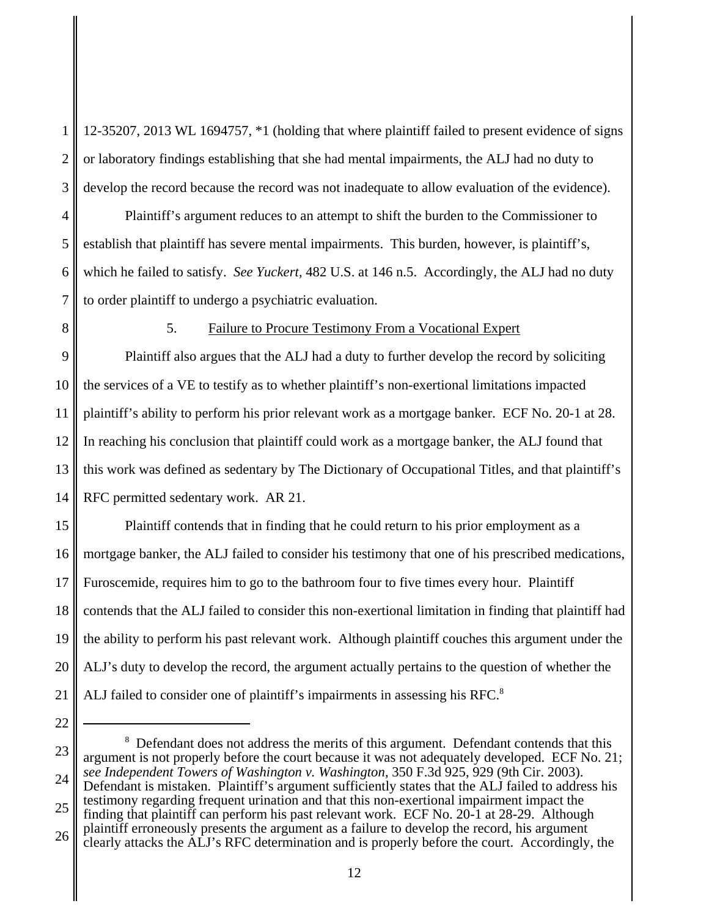12-35207, 2013 WL 1694757, *1 (holding that where plaintiff failed to present evidence of signs or laboratory findings establishing that she had mental impairments, the ALJ had no duty to develop the record because the record was not inadequate to allow evaluation of the evidence).

Plaintiff's argument reduces to an attempt to shift the burden to the Commissioner to establish that plaintiff has severe mental impairments. This burden, however, is plaintiff's, which he failed to satisfy. *See Yuckert*, 482 U.S. at 146 n.5. Accordingly, the ALJ had no duty to order plaintiff to undergo a psychiatric evaluation.

5. Failure to Procure Testimony From a Vocational Expert

Plaintiff also argues that the ALJ had a duty to further develop the record by soliciting the services of a VE to testify as to whether plaintiff's non-exertional limitations impacted plaintiff's ability to perform his prior relevant work as a mortgage banker. ECF No. 20-1 at 28. In reaching his conclusion that plaintiff could work as a mortgage banker, the ALJ found that this work was defined as sedentary by The Dictionary of Occupational Titles, and that plaintiff's RFC permitted sedentary work. AR 21.

Plaintiff contends that in finding that he could return to his prior employment as a mortgage banker, the ALJ failed to consider his testimony that one of his prescribed medications, Furoscemide, requires him to go to the bathroom four to five times every hour. Plaintiff contends that the ALJ failed to consider this non-exertional limitation in finding that plaintiff had the ability to perform his past relevant work. Although plaintiff couches this argument under the ALJ's duty to develop the record, the argument actually pertains to the question of whether the ALJ failed to consider one of plaintiff's impairments in assessing his RFC.[8]

---

[8] Defendant does not address the merits of this argument. Defendant contends that this argument is not properly before the court because it was not adequately developed. ECF No. 21; *see Independent Towers of Washington v. Washington*, 350 F.3d 925, 929 (9th Cir. 2003). Defendant is mistaken. Plaintiff's argument sufficiently states that the ALJ failed to address his testimony regarding frequent urination and that this non-exertional impairment impact the finding that plaintiff can perform his past relevant work. ECF No. 20-1 at 28-29. Although plaintiff erroneously presents the argument as a failure to develop the record, his argument clearly attacks the ALJ's RFC determination and is properly before the court. Accordingly, the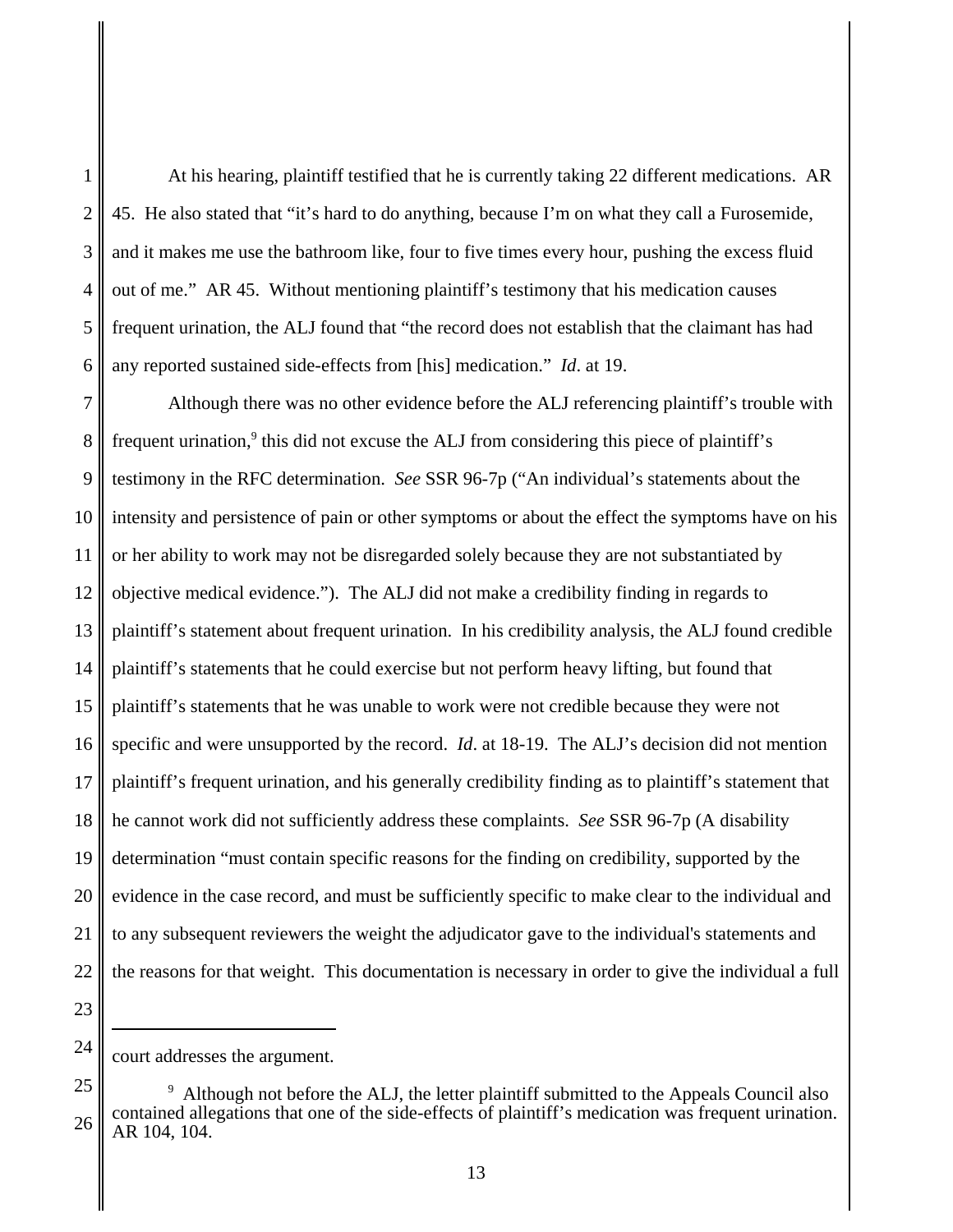At his hearing, plaintiff testified that he is currently taking 22 different medications. AR 45. He also stated that "it's hard to do anything, because I'm on what they call a Furosemide, and it makes me use the bathroom like, four to five times every hour, pushing the excess fluid out of me." AR 45. Without mentioning plaintiff's testimony that his medication causes frequent urination, the ALJ found that "the record does not establish that the claimant has had any reported sustained side-effects from [his] medication." *Id*. at 19.

Although there was no other evidence before the ALJ referencing plaintiff's trouble with frequent urination,[9] this did not excuse the ALJ from considering this piece of plaintiff's testimony in the RFC determination. *See* SSR 96-7p ("An individual's statements about the intensity and persistence of pain or other symptoms or about the effect the symptoms have on his or her ability to work may not be disregarded solely because they are not substantiated by objective medical evidence."). The ALJ did not make a credibility finding in regards to plaintiff's statement about frequent urination. In his credibility analysis, the ALJ found credible plaintiff's statements that he could exercise but not perform heavy lifting, but found that plaintiff's statements that he was unable to work were not credible because they were not specific and were unsupported by the record. *Id*. at 18-19. The ALJ's decision did not mention plaintiff's frequent urination, and his generally credibility finding as to plaintiff's statement that he cannot work did not sufficiently address these complaints. *See* SSR 96-7p (A disability determination "must contain specific reasons for the finding on credibility, supported by the evidence in the case record, and must be sufficiently specific to make clear to the individual and to any subsequent reviewers the weight the adjudicator gave to the individual's statements and the reasons for that weight. This documentation is necessary in order to give the individual a full

---

court addresses the argument.

[9] Although not before the ALJ, the letter plaintiff submitted to the Appeals Council also contained allegations that one of the side-effects of plaintiff's medication was frequent urination. AR 104, 104.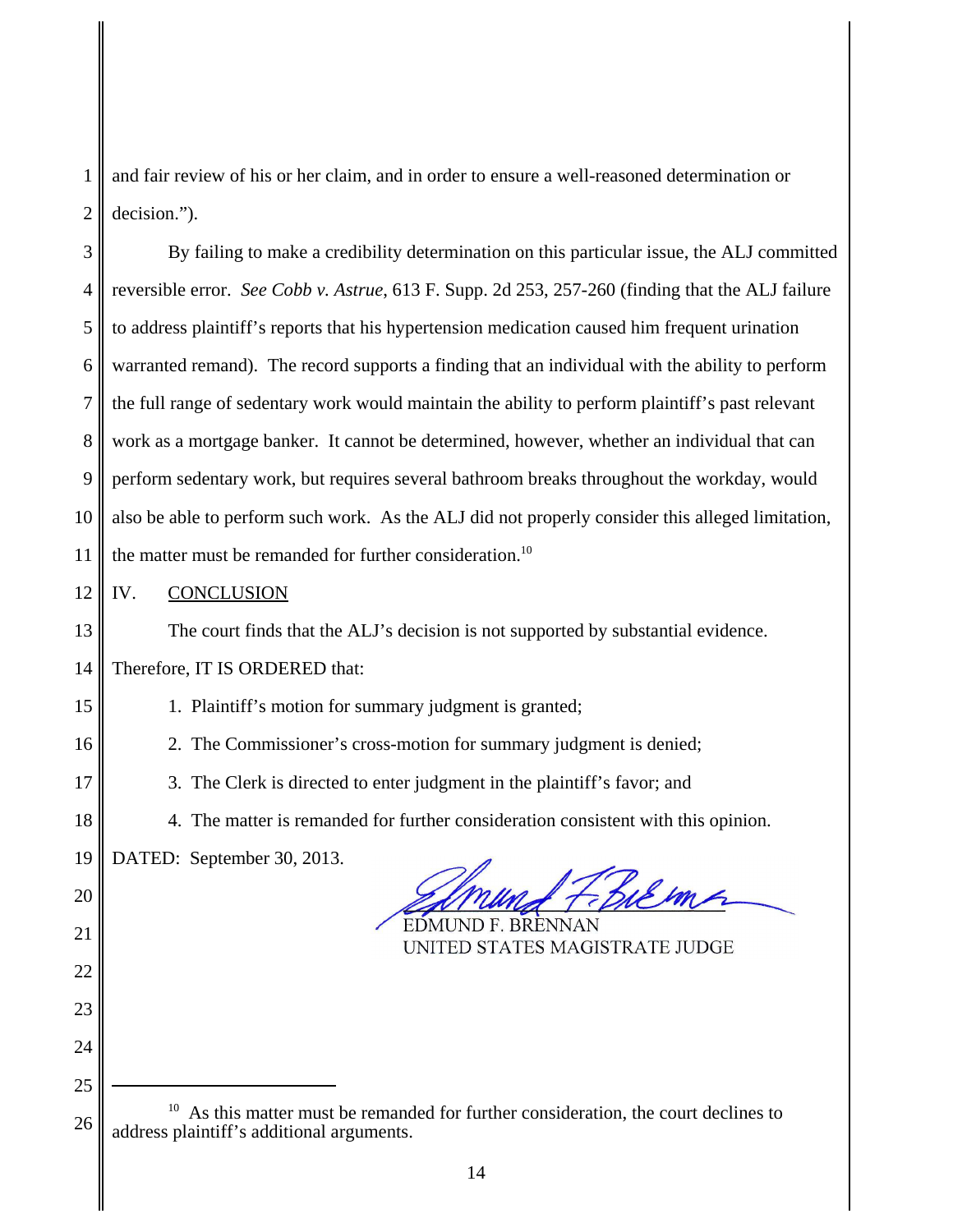and fair review of his or her claim, and in order to ensure a well-reasoned determination or decision.").

By failing to make a credibility determination on this particular issue, the ALJ committed reversible error. *See Cobb v. Astrue*, 613 F. Supp. 2d 253, 257-260 (finding that the ALJ failure to address plaintiff's reports that his hypertension medication caused him frequent urination warranted remand). The record supports a finding that an individual with the ability to perform the full range of sedentary work would maintain the ability to perform plaintiff's past relevant work as a mortgage banker. It cannot be determined, however, whether an individual that can perform sedentary work, but requires several bathroom breaks throughout the workday, would also be able to perform such work. As the ALJ did not properly consider this alleged limitation, the matter must be remanded for further consideration.[10]

## IV. CONCLUSION

The court finds that the ALJ's decision is not supported by substantial evidence. Therefore, IT IS ORDERED that:

1. Plaintiff's motion for summary judgment is granted;
2. The Commissioner's cross-motion for summary judgment is denied;
3. The Clerk is directed to enter judgment in the plaintiff's favor; and
4. The matter is remanded for further consideration consistent with this opinion.

DATED: September 30, 2013.

EDMUND F. BRENNAN
UNITED STATES MAGISTRATE JUDGE

---

[10] As this matter must be remanded for further consideration, the court declines to address plaintiff's additional arguments.